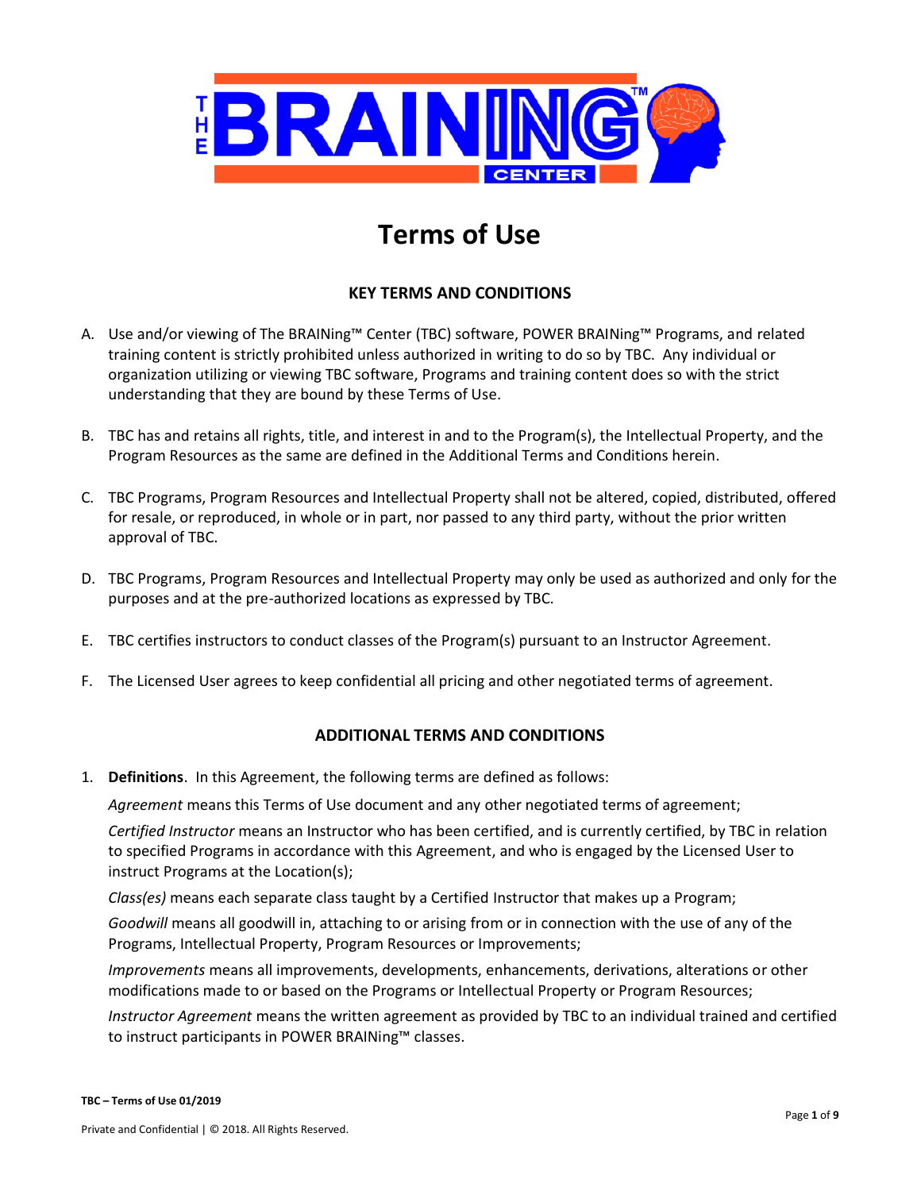# Terms of Use

## KEY TERMS AND CONDITIONS

A. Use and/or viewing of The BRAINing™ Center (TBC) software, POWER BRAINing™ Programs, and related training content is strictly prohibited unless authorized in writing to do so by TBC. Any individual or organization utilizing or viewing TBC software, Programs and training content does so with the strict understanding that they are bound by these Terms of Use.

B. TBC has and retains all rights, title, and interest in and to the Program(s), the Intellectual Property, and the Program Resources as the same are defined in the Additional Terms and Conditions herein.

C. TBC Programs, Program Resources and Intellectual Property shall not be altered, copied, distributed, offered for resale, or reproduced, in whole or in part, nor passed to any third party, without the prior written approval of TBC.

D. TBC Programs, Program Resources and Intellectual Property may only be used as authorized and only for the purposes and at the pre-authorized locations as expressed by TBC.

E. TBC certifies instructors to conduct classes of the Program(s) pursuant to an Instructor Agreement.

F. The Licensed User agrees to keep confidential all pricing and other negotiated terms of agreement.

## ADDITIONAL TERMS AND CONDITIONS

1. **Definitions**. In this Agreement, the following terms are defined as follows:

   *Agreement* means this Terms of Use document and any other negotiated terms of agreement;

   *Certified Instructor* means an Instructor who has been certified, and is currently certified, by TBC in relation to specified Programs in accordance with this Agreement, and who is engaged by the Licensed User to instruct Programs at the Location(s);

   *Class(es)* means each separate class taught by a Certified Instructor that makes up a Program;

   *Goodwill* means all goodwill in, attaching to or arising from or in connection with the use of any of the Programs, Intellectual Property, Program Resources or Improvements;

   *Improvements* means all improvements, developments, enhancements, derivations, alterations or other modifications made to or based on the Programs or Intellectual Property or Program Resources;

   *Instructor Agreement* means the written agreement as provided by TBC to an individual trained and certified to instruct participants in POWER BRAINing™ classes.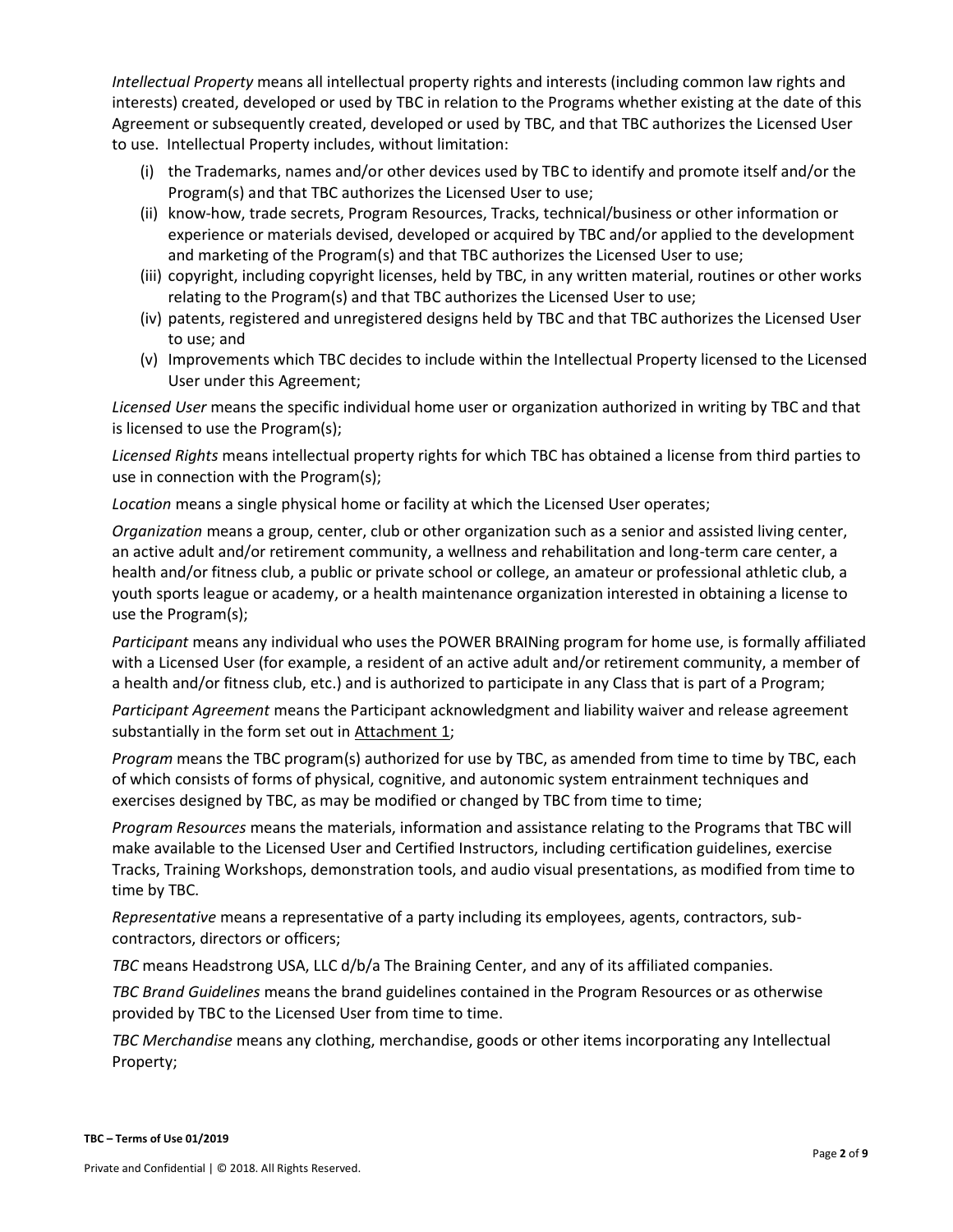*Intellectual Property* means all intellectual property rights and interests (including common law rights and interests) created, developed or used by TBC in relation to the Programs whether existing at the date of this Agreement or subsequently created, developed or used by TBC, and that TBC authorizes the Licensed User to use. Intellectual Property includes, without limitation:

(i) the Trademarks, names and/or other devices used by TBC to identify and promote itself and/or the Program(s) and that TBC authorizes the Licensed User to use;

(ii) know-how, trade secrets, Program Resources, Tracks, technical/business or other information or experience or materials devised, developed or acquired by TBC and/or applied to the development and marketing of the Program(s) and that TBC authorizes the Licensed User to use;

(iii) copyright, including copyright licenses, held by TBC, in any written material, routines or other works relating to the Program(s) and that TBC authorizes the Licensed User to use;

(iv) patents, registered and unregistered designs held by TBC and that TBC authorizes the Licensed User to use; and

(v) Improvements which TBC decides to include within the Intellectual Property licensed to the Licensed User under this Agreement;

*Licensed User* means the specific individual home user or organization authorized in writing by TBC and that is licensed to use the Program(s);

*Licensed Rights* means intellectual property rights for which TBC has obtained a license from third parties to use in connection with the Program(s);

*Location* means a single physical home or facility at which the Licensed User operates;

*Organization* means a group, center, club or other organization such as a senior and assisted living center, an active adult and/or retirement community, a wellness and rehabilitation and long-term care center, a health and/or fitness club, a public or private school or college, an amateur or professional athletic club, a youth sports league or academy, or a health maintenance organization interested in obtaining a license to use the Program(s);

*Participant* means any individual who uses the POWER BRAINing program for home use, is formally affiliated with a Licensed User (for example, a resident of an active adult and/or retirement community, a member of a health and/or fitness club, etc.) and is authorized to participate in any Class that is part of a Program;

*Participant Agreement* means the Participant acknowledgment and liability waiver and release agreement substantially in the form set out in Attachment 1;

*Program* means the TBC program(s) authorized for use by TBC, as amended from time to time by TBC, each of which consists of forms of physical, cognitive, and autonomic system entrainment techniques and exercises designed by TBC, as may be modified or changed by TBC from time to time;

*Program Resources* means the materials, information and assistance relating to the Programs that TBC will make available to the Licensed User and Certified Instructors, including certification guidelines, exercise Tracks, Training Workshops, demonstration tools, and audio visual presentations, as modified from time to time by TBC.

*Representative* means a representative of a party including its employees, agents, contractors, sub-contractors, directors or officers;

*TBC* means Headstrong USA, LLC d/b/a The Braining Center, and any of its affiliated companies.

*TBC Brand Guidelines* means the brand guidelines contained in the Program Resources or as otherwise provided by TBC to the Licensed User from time to time.

*TBC Merchandise* means any clothing, merchandise, goods or other items incorporating any Intellectual Property;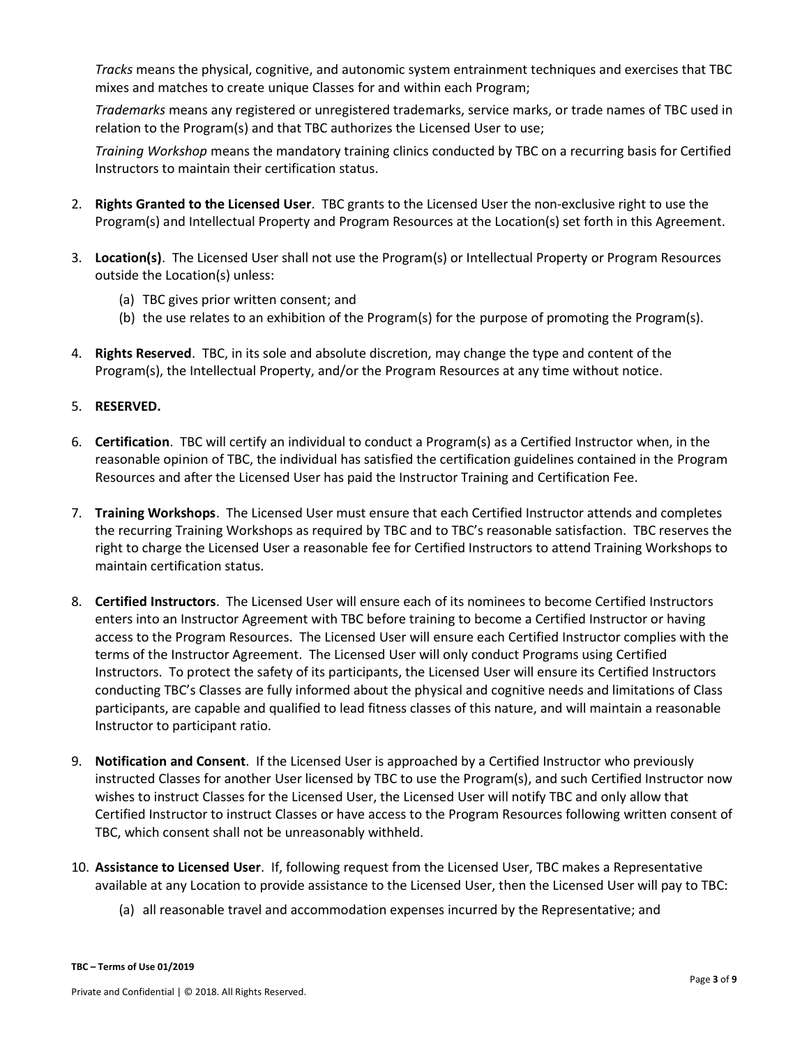*Tracks* means the physical, cognitive, and autonomic system entrainment techniques and exercises that TBC mixes and matches to create unique Classes for and within each Program;

*Trademarks* means any registered or unregistered trademarks, service marks, or trade names of TBC used in relation to the Program(s) and that TBC authorizes the Licensed User to use;

*Training Workshop* means the mandatory training clinics conducted by TBC on a recurring basis for Certified Instructors to maintain their certification status.

2. **Rights Granted to the Licensed User**. TBC grants to the Licensed User the non-exclusive right to use the Program(s) and Intellectual Property and Program Resources at the Location(s) set forth in this Agreement.

3. **Location(s)**. The Licensed User shall not use the Program(s) or Intellectual Property or Program Resources outside the Location(s) unless:

   (a) TBC gives prior written consent; and

   (b) the use relates to an exhibition of the Program(s) for the purpose of promoting the Program(s).

4. **Rights Reserved**. TBC, in its sole and absolute discretion, may change the type and content of the Program(s), the Intellectual Property, and/or the Program Resources at any time without notice.

5. **RESERVED.**

6. **Certification**. TBC will certify an individual to conduct a Program(s) as a Certified Instructor when, in the reasonable opinion of TBC, the individual has satisfied the certification guidelines contained in the Program Resources and after the Licensed User has paid the Instructor Training and Certification Fee.

7. **Training Workshops**. The Licensed User must ensure that each Certified Instructor attends and completes the recurring Training Workshops as required by TBC and to TBC's reasonable satisfaction. TBC reserves the right to charge the Licensed User a reasonable fee for Certified Instructors to attend Training Workshops to maintain certification status.

8. **Certified Instructors**. The Licensed User will ensure each of its nominees to become Certified Instructors enters into an Instructor Agreement with TBC before training to become a Certified Instructor or having access to the Program Resources. The Licensed User will ensure each Certified Instructor complies with the terms of the Instructor Agreement. The Licensed User will only conduct Programs using Certified Instructors. To protect the safety of its participants, the Licensed User will ensure its Certified Instructors conducting TBC's Classes are fully informed about the physical and cognitive needs and limitations of Class participants, are capable and qualified to lead fitness classes of this nature, and will maintain a reasonable Instructor to participant ratio.

9. **Notification and Consent**. If the Licensed User is approached by a Certified Instructor who previously instructed Classes for another User licensed by TBC to use the Program(s), and such Certified Instructor now wishes to instruct Classes for the Licensed User, the Licensed User will notify TBC and only allow that Certified Instructor to instruct Classes or have access to the Program Resources following written consent of TBC, which consent shall not be unreasonably withheld.

10. **Assistance to Licensed User**. If, following request from the Licensed User, TBC makes a Representative available at any Location to provide assistance to the Licensed User, then the Licensed User will pay to TBC:

    (a) all reasonable travel and accommodation expenses incurred by the Representative; and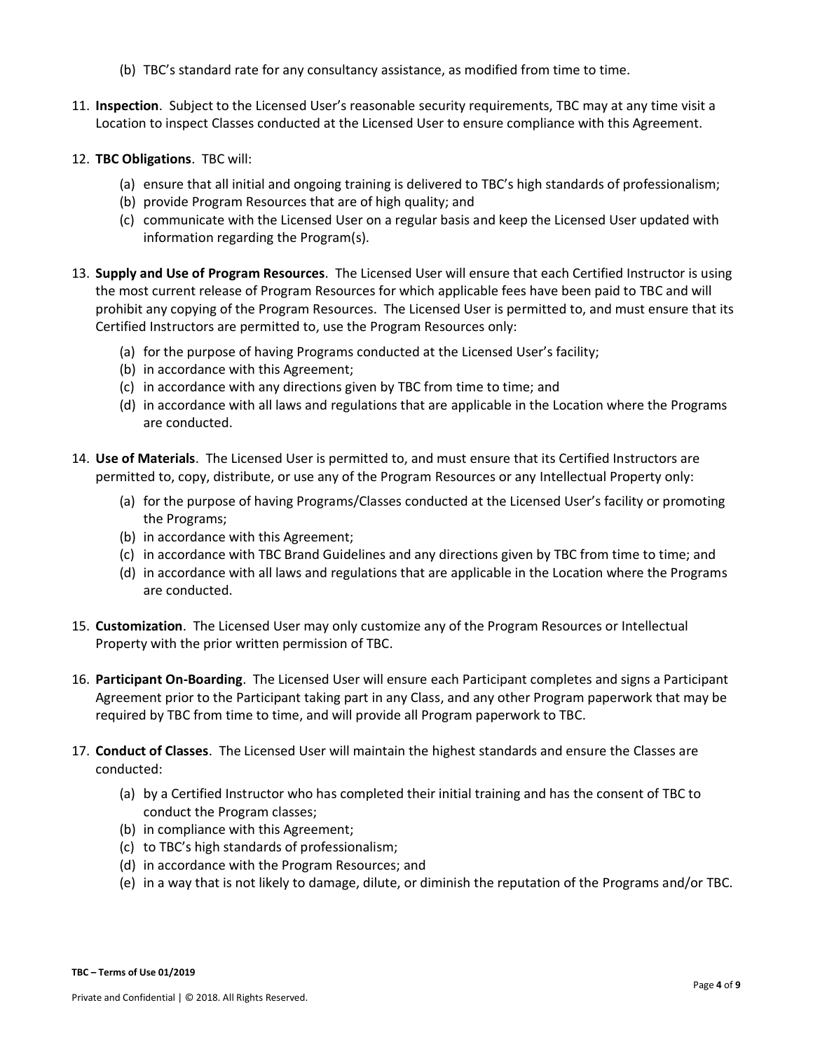(b) TBC's standard rate for any consultancy assistance, as modified from time to time.

11. **Inspection**. Subject to the Licensed User's reasonable security requirements, TBC may at any time visit a Location to inspect Classes conducted at the Licensed User to ensure compliance with this Agreement.

12. **TBC Obligations**. TBC will:

    (a) ensure that all initial and ongoing training is delivered to TBC's high standards of professionalism;
    (b) provide Program Resources that are of high quality; and
    (c) communicate with the Licensed User on a regular basis and keep the Licensed User updated with information regarding the Program(s).

13. **Supply and Use of Program Resources**. The Licensed User will ensure that each Certified Instructor is using the most current release of Program Resources for which applicable fees have been paid to TBC and will prohibit any copying of the Program Resources. The Licensed User is permitted to, and must ensure that its Certified Instructors are permitted to, use the Program Resources only:

    (a) for the purpose of having Programs conducted at the Licensed User's facility;
    (b) in accordance with this Agreement;
    (c) in accordance with any directions given by TBC from time to time; and
    (d) in accordance with all laws and regulations that are applicable in the Location where the Programs are conducted.

14. **Use of Materials**. The Licensed User is permitted to, and must ensure that its Certified Instructors are permitted to, copy, distribute, or use any of the Program Resources or any Intellectual Property only:

    (a) for the purpose of having Programs/Classes conducted at the Licensed User's facility or promoting the Programs;
    (b) in accordance with this Agreement;
    (c) in accordance with TBC Brand Guidelines and any directions given by TBC from time to time; and
    (d) in accordance with all laws and regulations that are applicable in the Location where the Programs are conducted.

15. **Customization**. The Licensed User may only customize any of the Program Resources or Intellectual Property with the prior written permission of TBC.

16. **Participant On-Boarding**. The Licensed User will ensure each Participant completes and signs a Participant Agreement prior to the Participant taking part in any Class, and any other Program paperwork that may be required by TBC from time to time, and will provide all Program paperwork to TBC.

17. **Conduct of Classes**. The Licensed User will maintain the highest standards and ensure the Classes are conducted:

    (a) by a Certified Instructor who has completed their initial training and has the consent of TBC to conduct the Program classes;
    (b) in compliance with this Agreement;
    (c) to TBC's high standards of professionalism;
    (d) in accordance with the Program Resources; and
    (e) in a way that is not likely to damage, dilute, or diminish the reputation of the Programs and/or TBC.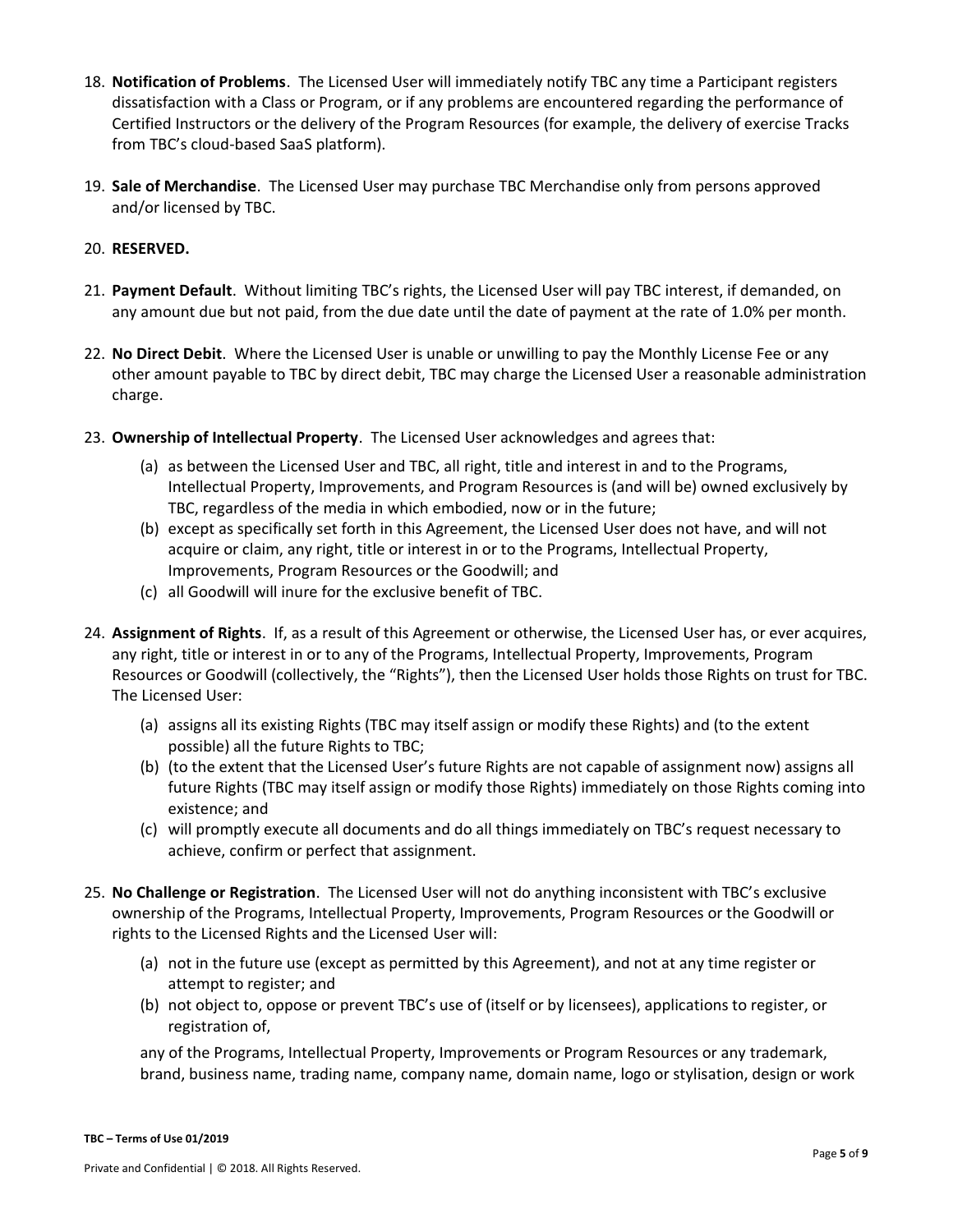18. **Notification of Problems**. The Licensed User will immediately notify TBC any time a Participant registers dissatisfaction with a Class or Program, or if any problems are encountered regarding the performance of Certified Instructors or the delivery of the Program Resources (for example, the delivery of exercise Tracks from TBC's cloud-based SaaS platform).

19. **Sale of Merchandise**. The Licensed User may purchase TBC Merchandise only from persons approved and/or licensed by TBC.

20. **RESERVED.**

21. **Payment Default**. Without limiting TBC's rights, the Licensed User will pay TBC interest, if demanded, on any amount due but not paid, from the due date until the date of payment at the rate of 1.0% per month.

22. **No Direct Debit**. Where the Licensed User is unable or unwilling to pay the Monthly License Fee or any other amount payable to TBC by direct debit, TBC may charge the Licensed User a reasonable administration charge.

23. **Ownership of Intellectual Property**. The Licensed User acknowledges and agrees that:
    (a) as between the Licensed User and TBC, all right, title and interest in and to the Programs, Intellectual Property, Improvements, and Program Resources is (and will be) owned exclusively by TBC, regardless of the media in which embodied, now or in the future;
    (b) except as specifically set forth in this Agreement, the Licensed User does not have, and will not acquire or claim, any right, title or interest in or to the Programs, Intellectual Property, Improvements, Program Resources or the Goodwill; and
    (c) all Goodwill will inure for the exclusive benefit of TBC.

24. **Assignment of Rights**. If, as a result of this Agreement or otherwise, the Licensed User has, or ever acquires, any right, title or interest in or to any of the Programs, Intellectual Property, Improvements, Program Resources or Goodwill (collectively, the "Rights"), then the Licensed User holds those Rights on trust for TBC. The Licensed User:
    (a) assigns all its existing Rights (TBC may itself assign or modify these Rights) and (to the extent possible) all the future Rights to TBC;
    (b) (to the extent that the Licensed User's future Rights are not capable of assignment now) assigns all future Rights (TBC may itself assign or modify those Rights) immediately on those Rights coming into existence; and
    (c) will promptly execute all documents and do all things immediately on TBC's request necessary to achieve, confirm or perfect that assignment.

25. **No Challenge or Registration**. The Licensed User will not do anything inconsistent with TBC's exclusive ownership of the Programs, Intellectual Property, Improvements, Program Resources or the Goodwill or rights to the Licensed Rights and the Licensed User will:
    (a) not in the future use (except as permitted by this Agreement), and not at any time register or attempt to register; and
    (b) not object to, oppose or prevent TBC's use of (itself or by licensees), applications to register, or registration of,

    any of the Programs, Intellectual Property, Improvements or Program Resources or any trademark, brand, business name, trading name, company name, domain name, logo or stylisation, design or work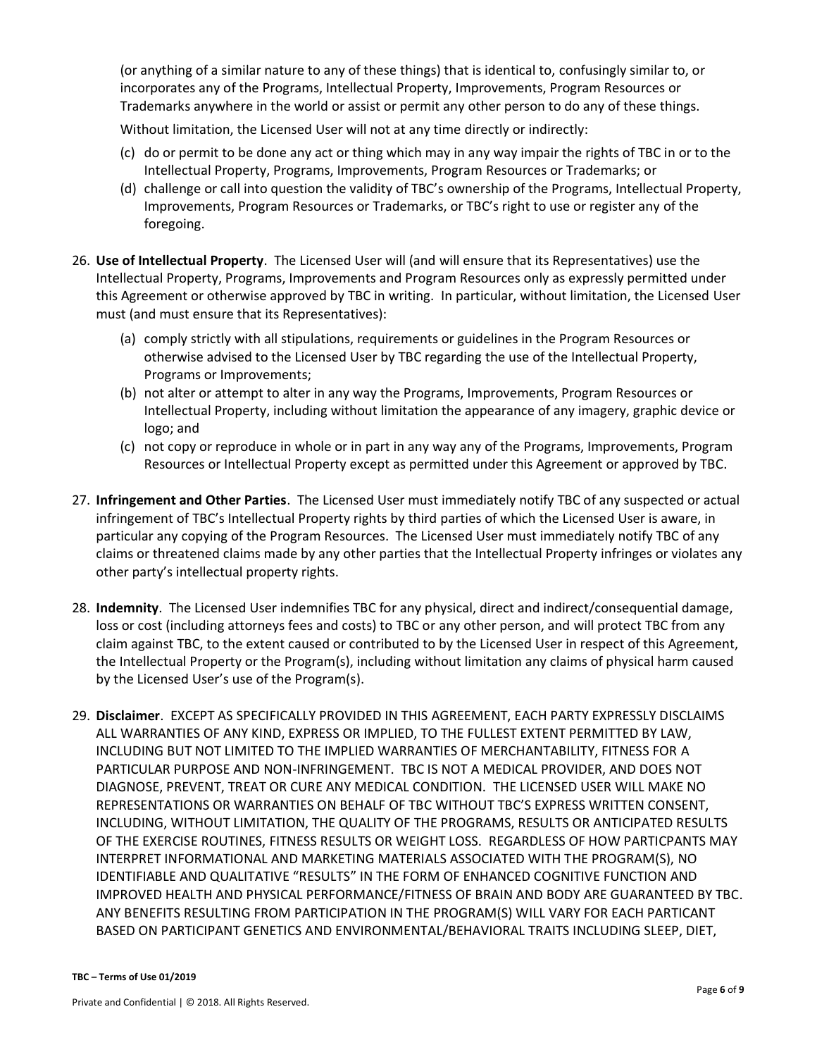(or anything of a similar nature to any of these things) that is identical to, confusingly similar to, or incorporates any of the Programs, Intellectual Property, Improvements, Program Resources or Trademarks anywhere in the world or assist or permit any other person to do any of these things.

Without limitation, the Licensed User will not at any time directly or indirectly:

(c) do or permit to be done any act or thing which may in any way impair the rights of TBC in or to the Intellectual Property, Programs, Improvements, Program Resources or Trademarks; or

(d) challenge or call into question the validity of TBC's ownership of the Programs, Intellectual Property, Improvements, Program Resources or Trademarks, or TBC's right to use or register any of the foregoing.

26. **Use of Intellectual Property**. The Licensed User will (and will ensure that its Representatives) use the Intellectual Property, Programs, Improvements and Program Resources only as expressly permitted under this Agreement or otherwise approved by TBC in writing. In particular, without limitation, the Licensed User must (and must ensure that its Representatives):

    (a) comply strictly with all stipulations, requirements or guidelines in the Program Resources or otherwise advised to the Licensed User by TBC regarding the use of the Intellectual Property, Programs or Improvements;

    (b) not alter or attempt to alter in any way the Programs, Improvements, Program Resources or Intellectual Property, including without limitation the appearance of any imagery, graphic device or logo; and

    (c) not copy or reproduce in whole or in part in any way any of the Programs, Improvements, Program Resources or Intellectual Property except as permitted under this Agreement or approved by TBC.

27. **Infringement and Other Parties**. The Licensed User must immediately notify TBC of any suspected or actual infringement of TBC's Intellectual Property rights by third parties of which the Licensed User is aware, in particular any copying of the Program Resources. The Licensed User must immediately notify TBC of any claims or threatened claims made by any other parties that the Intellectual Property infringes or violates any other party's intellectual property rights.

28. **Indemnity**. The Licensed User indemnifies TBC for any physical, direct and indirect/consequential damage, loss or cost (including attorneys fees and costs) to TBC or any other person, and will protect TBC from any claim against TBC, to the extent caused or contributed to by the Licensed User in respect of this Agreement, the Intellectual Property or the Program(s), including without limitation any claims of physical harm caused by the Licensed User's use of the Program(s).

29. **Disclaimer**. EXCEPT AS SPECIFICALLY PROVIDED IN THIS AGREEMENT, EACH PARTY EXPRESSLY DISCLAIMS ALL WARRANTIES OF ANY KIND, EXPRESS OR IMPLIED, TO THE FULLEST EXTENT PERMITTED BY LAW, INCLUDING BUT NOT LIMITED TO THE IMPLIED WARRANTIES OF MERCHANTABILITY, FITNESS FOR A PARTICULAR PURPOSE AND NON-INFRINGEMENT. TBC IS NOT A MEDICAL PROVIDER, AND DOES NOT DIAGNOSE, PREVENT, TREAT OR CURE ANY MEDICAL CONDITION. THE LICENSED USER WILL MAKE NO REPRESENTATIONS OR WARRANTIES ON BEHALF OF TBC WITHOUT TBC'S EXPRESS WRITTEN CONSENT, INCLUDING, WITHOUT LIMITATION, THE QUALITY OF THE PROGRAMS, RESULTS OR ANTICIPATED RESULTS OF THE EXERCISE ROUTINES, FITNESS RESULTS OR WEIGHT LOSS. REGARDLESS OF HOW PARTICPANTS MAY INTERPRET INFORMATIONAL AND MARKETING MATERIALS ASSOCIATED WITH THE PROGRAM(S), NO IDENTIFIABLE AND QUALITATIVE "RESULTS" IN THE FORM OF ENHANCED COGNITIVE FUNCTION AND IMPROVED HEALTH AND PHYSICAL PERFORMANCE/FITNESS OF BRAIN AND BODY ARE GUARANTEED BY TBC. ANY BENEFITS RESULTING FROM PARTICIPATION IN THE PROGRAM(S) WILL VARY FOR EACH PARTICANT BASED ON PARTICIPANT GENETICS AND ENVIRONMENTAL/BEHAVIORAL TRAITS INCLUDING SLEEP, DIET,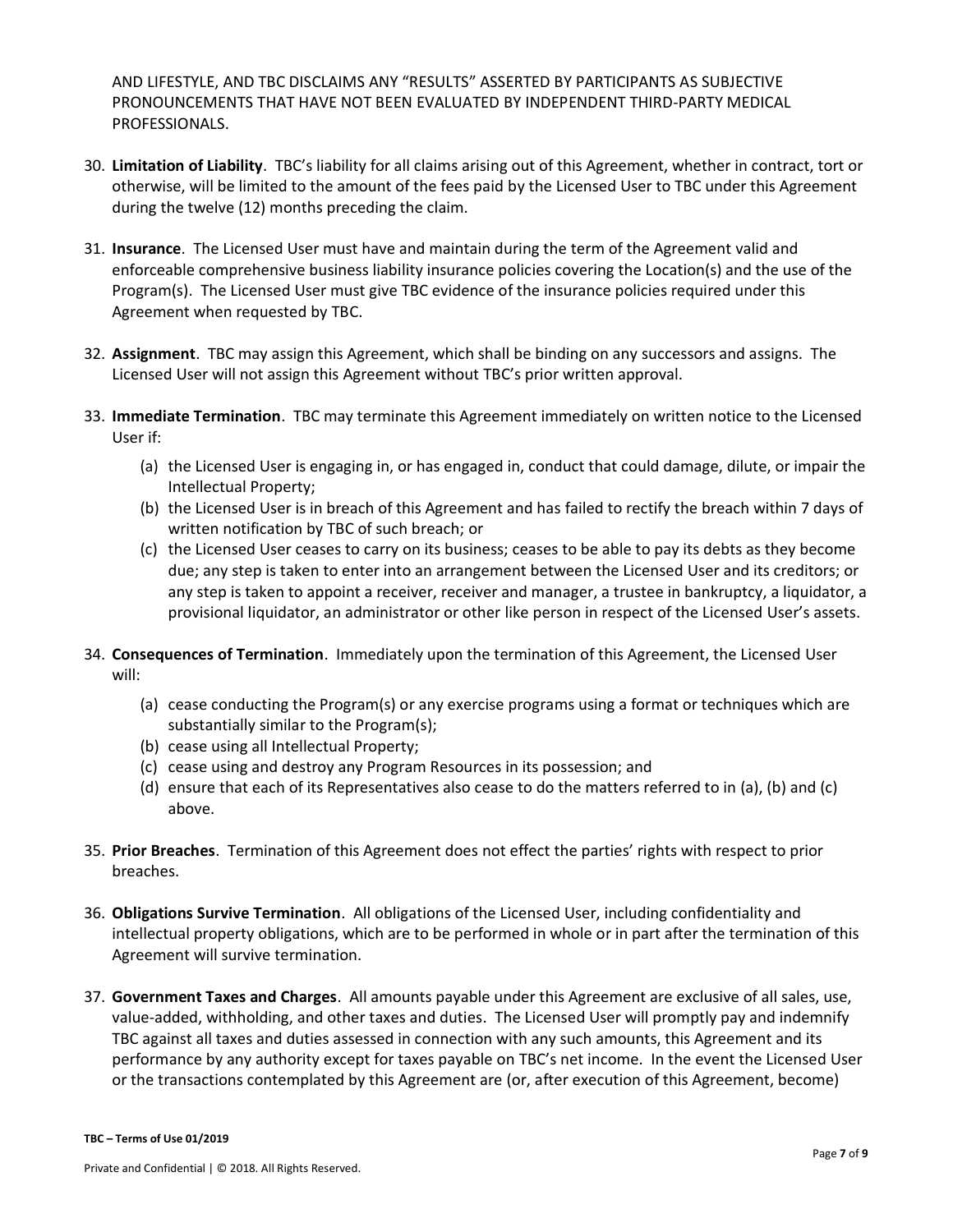AND LIFESTYLE, AND TBC DISCLAIMS ANY "RESULTS" ASSERTED BY PARTICIPANTS AS SUBJECTIVE PRONOUNCEMENTS THAT HAVE NOT BEEN EVALUATED BY INDEPENDENT THIRD-PARTY MEDICAL PROFESSIONALS.

30. **Limitation of Liability**. TBC's liability for all claims arising out of this Agreement, whether in contract, tort or otherwise, will be limited to the amount of the fees paid by the Licensed User to TBC under this Agreement during the twelve (12) months preceding the claim.

31. **Insurance**. The Licensed User must have and maintain during the term of the Agreement valid and enforceable comprehensive business liability insurance policies covering the Location(s) and the use of the Program(s). The Licensed User must give TBC evidence of the insurance policies required under this Agreement when requested by TBC.

32. **Assignment**. TBC may assign this Agreement, which shall be binding on any successors and assigns. The Licensed User will not assign this Agreement without TBC's prior written approval.

33. **Immediate Termination**. TBC may terminate this Agreement immediately on written notice to the Licensed User if:
    (a) the Licensed User is engaging in, or has engaged in, conduct that could damage, dilute, or impair the Intellectual Property;
    (b) the Licensed User is in breach of this Agreement and has failed to rectify the breach within 7 days of written notification by TBC of such breach; or
    (c) the Licensed User ceases to carry on its business; ceases to be able to pay its debts as they become due; any step is taken to enter into an arrangement between the Licensed User and its creditors; or any step is taken to appoint a receiver, receiver and manager, a trustee in bankruptcy, a liquidator, a provisional liquidator, an administrator or other like person in respect of the Licensed User's assets.

34. **Consequences of Termination**. Immediately upon the termination of this Agreement, the Licensed User will:
    (a) cease conducting the Program(s) or any exercise programs using a format or techniques which are substantially similar to the Program(s);
    (b) cease using all Intellectual Property;
    (c) cease using and destroy any Program Resources in its possession; and
    (d) ensure that each of its Representatives also cease to do the matters referred to in (a), (b) and (c) above.

35. **Prior Breaches**. Termination of this Agreement does not effect the parties' rights with respect to prior breaches.

36. **Obligations Survive Termination**. All obligations of the Licensed User, including confidentiality and intellectual property obligations, which are to be performed in whole or in part after the termination of this Agreement will survive termination.

37. **Government Taxes and Charges**. All amounts payable under this Agreement are exclusive of all sales, use, value-added, withholding, and other taxes and duties. The Licensed User will promptly pay and indemnify TBC against all taxes and duties assessed in connection with any such amounts, this Agreement and its performance by any authority except for taxes payable on TBC's net income. In the event the Licensed User or the transactions contemplated by this Agreement are (or, after execution of this Agreement, become)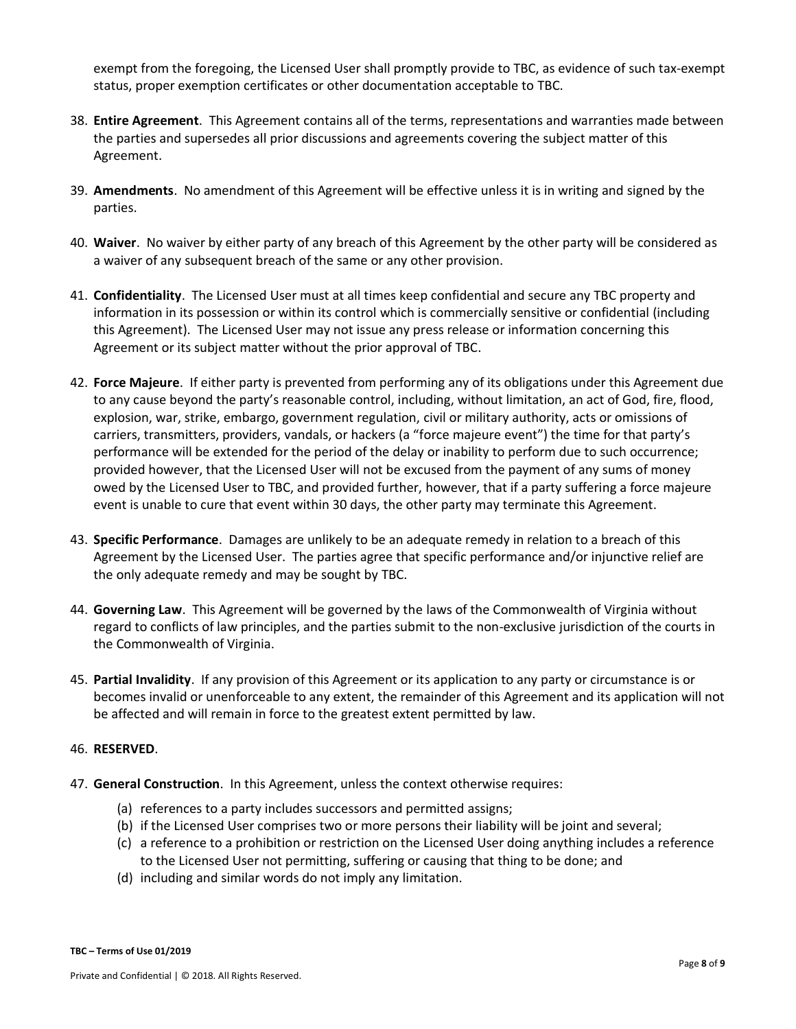exempt from the foregoing, the Licensed User shall promptly provide to TBC, as evidence of such tax-exempt status, proper exemption certificates or other documentation acceptable to TBC.

38. **Entire Agreement**. This Agreement contains all of the terms, representations and warranties made between the parties and supersedes all prior discussions and agreements covering the subject matter of this Agreement.

39. **Amendments**. No amendment of this Agreement will be effective unless it is in writing and signed by the parties.

40. **Waiver**. No waiver by either party of any breach of this Agreement by the other party will be considered as a waiver of any subsequent breach of the same or any other provision.

41. **Confidentiality**. The Licensed User must at all times keep confidential and secure any TBC property and information in its possession or within its control which is commercially sensitive or confidential (including this Agreement). The Licensed User may not issue any press release or information concerning this Agreement or its subject matter without the prior approval of TBC.

42. **Force Majeure**. If either party is prevented from performing any of its obligations under this Agreement due to any cause beyond the party's reasonable control, including, without limitation, an act of God, fire, flood, explosion, war, strike, embargo, government regulation, civil or military authority, acts or omissions of carriers, transmitters, providers, vandals, or hackers (a "force majeure event") the time for that party's performance will be extended for the period of the delay or inability to perform due to such occurrence; provided however, that the Licensed User will not be excused from the payment of any sums of money owed by the Licensed User to TBC, and provided further, however, that if a party suffering a force majeure event is unable to cure that event within 30 days, the other party may terminate this Agreement.

43. **Specific Performance**. Damages are unlikely to be an adequate remedy in relation to a breach of this Agreement by the Licensed User. The parties agree that specific performance and/or injunctive relief are the only adequate remedy and may be sought by TBC.

44. **Governing Law**. This Agreement will be governed by the laws of the Commonwealth of Virginia without regard to conflicts of law principles, and the parties submit to the non-exclusive jurisdiction of the courts in the Commonwealth of Virginia.

45. **Partial Invalidity**. If any provision of this Agreement or its application to any party or circumstance is or becomes invalid or unenforceable to any extent, the remainder of this Agreement and its application will not be affected and will remain in force to the greatest extent permitted by law.

46. **RESERVED**.

47. **General Construction**. In this Agreement, unless the context otherwise requires:
    (a) references to a party includes successors and permitted assigns;
    (b) if the Licensed User comprises two or more persons their liability will be joint and several;
    (c) a reference to a prohibition or restriction on the Licensed User doing anything includes a reference to the Licensed User not permitting, suffering or causing that thing to be done; and
    (d) including and similar words do not imply any limitation.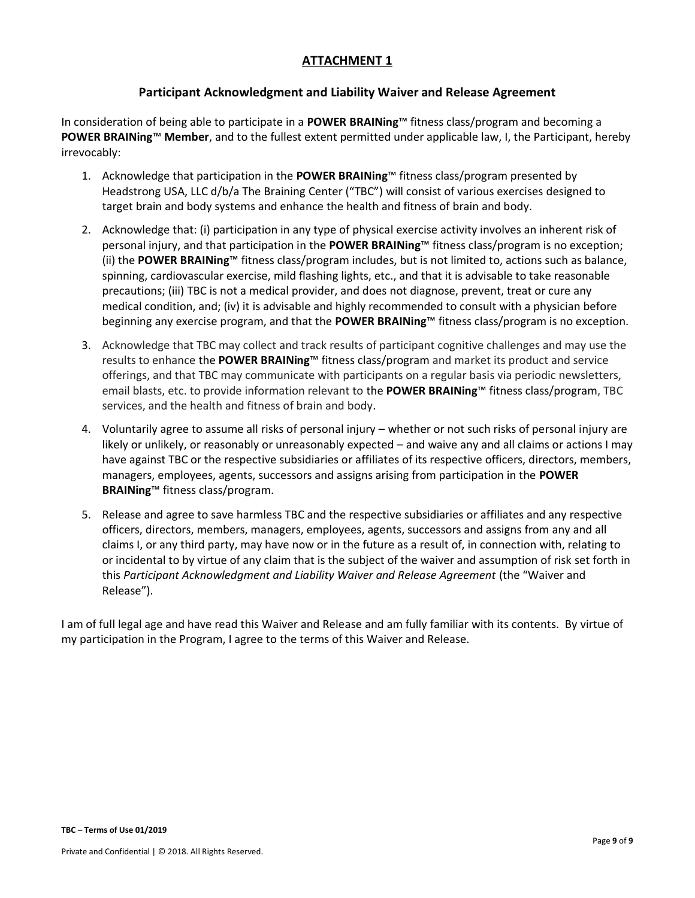## ATTACHMENT 1

### Participant Acknowledgment and Liability Waiver and Release Agreement

In consideration of being able to participate in a **POWER BRAINing**™ fitness class/program and becoming a **POWER BRAINing**™ **Member**, and to the fullest extent permitted under applicable law, I, the Participant, hereby irrevocably:

1. Acknowledge that participation in the **POWER BRAINing**™ fitness class/program presented by Headstrong USA, LLC d/b/a The Braining Center ("TBC") will consist of various exercises designed to target brain and body systems and enhance the health and fitness of brain and body.
2. Acknowledge that: (i) participation in any type of physical exercise activity involves an inherent risk of personal injury, and that participation in the **POWER BRAINing**™ fitness class/program is no exception; (ii) the **POWER BRAINing**™ fitness class/program includes, but is not limited to, actions such as balance, spinning, cardiovascular exercise, mild flashing lights, etc., and that it is advisable to take reasonable precautions; (iii) TBC is not a medical provider, and does not diagnose, prevent, treat or cure any medical condition, and; (iv) it is advisable and highly recommended to consult with a physician before beginning any exercise program, and that the **POWER BRAINing**™ fitness class/program is no exception.
3. Acknowledge that TBC may collect and track results of participant cognitive challenges and may use the results to enhance the **POWER BRAINing**™ fitness class/program and market its product and service offerings, and that TBC may communicate with participants on a regular basis via periodic newsletters, email blasts, etc. to provide information relevant to the **POWER BRAINing**™ fitness class/program, TBC services, and the health and fitness of brain and body.
4. Voluntarily agree to assume all risks of personal injury – whether or not such risks of personal injury are likely or unlikely, or reasonably or unreasonably expected – and waive any and all claims or actions I may have against TBC or the respective subsidiaries or affiliates of its respective officers, directors, members, managers, employees, agents, successors and assigns arising from participation in the **POWER BRAINing**™ fitness class/program.
5. Release and agree to save harmless TBC and the respective subsidiaries or affiliates and any respective officers, directors, members, managers, employees, agents, successors and assigns from any and all claims I, or any third party, may have now or in the future as a result of, in connection with, relating to or incidental to by virtue of any claim that is the subject of the waiver and assumption of risk set forth in this *Participant Acknowledgment and Liability Waiver and Release Agreement* (the "Waiver and Release").

I am of full legal age and have read this Waiver and Release and am fully familiar with its contents. By virtue of my participation in the Program, I agree to the terms of this Waiver and Release.